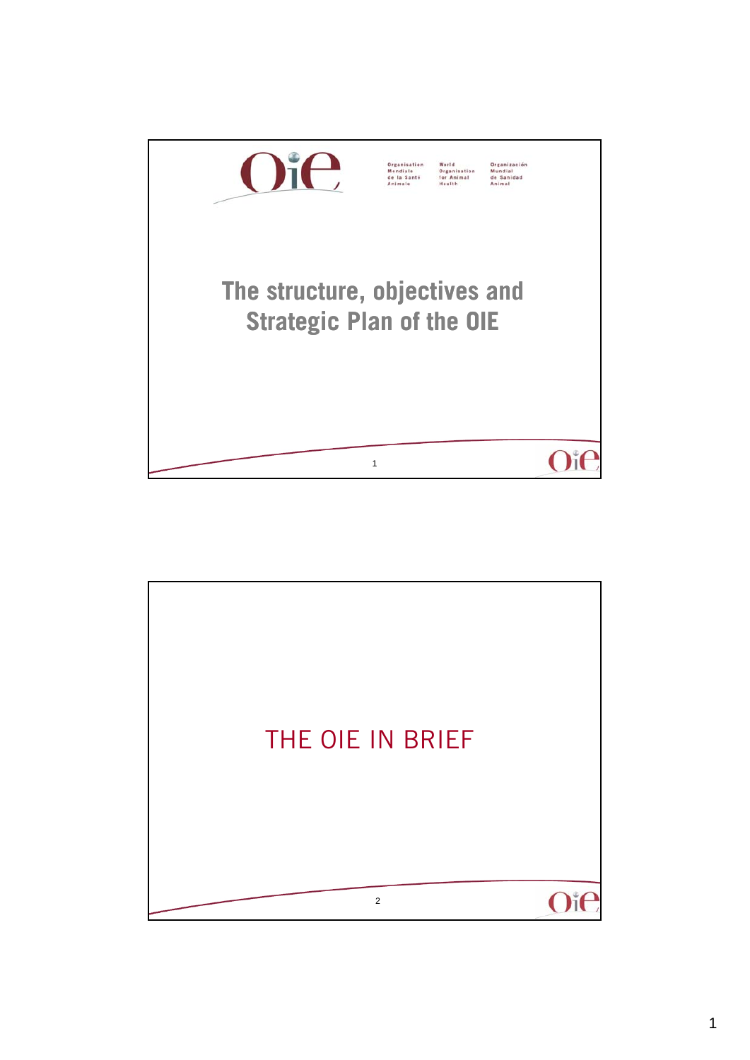Organisation Mondiale de la Santé Animale

World Organisation for Animal Health

Organización Mundial de Sanidad Animal

# The structure, objectives and Strategic Plan of the OIE

## THE OIE IN BRIEF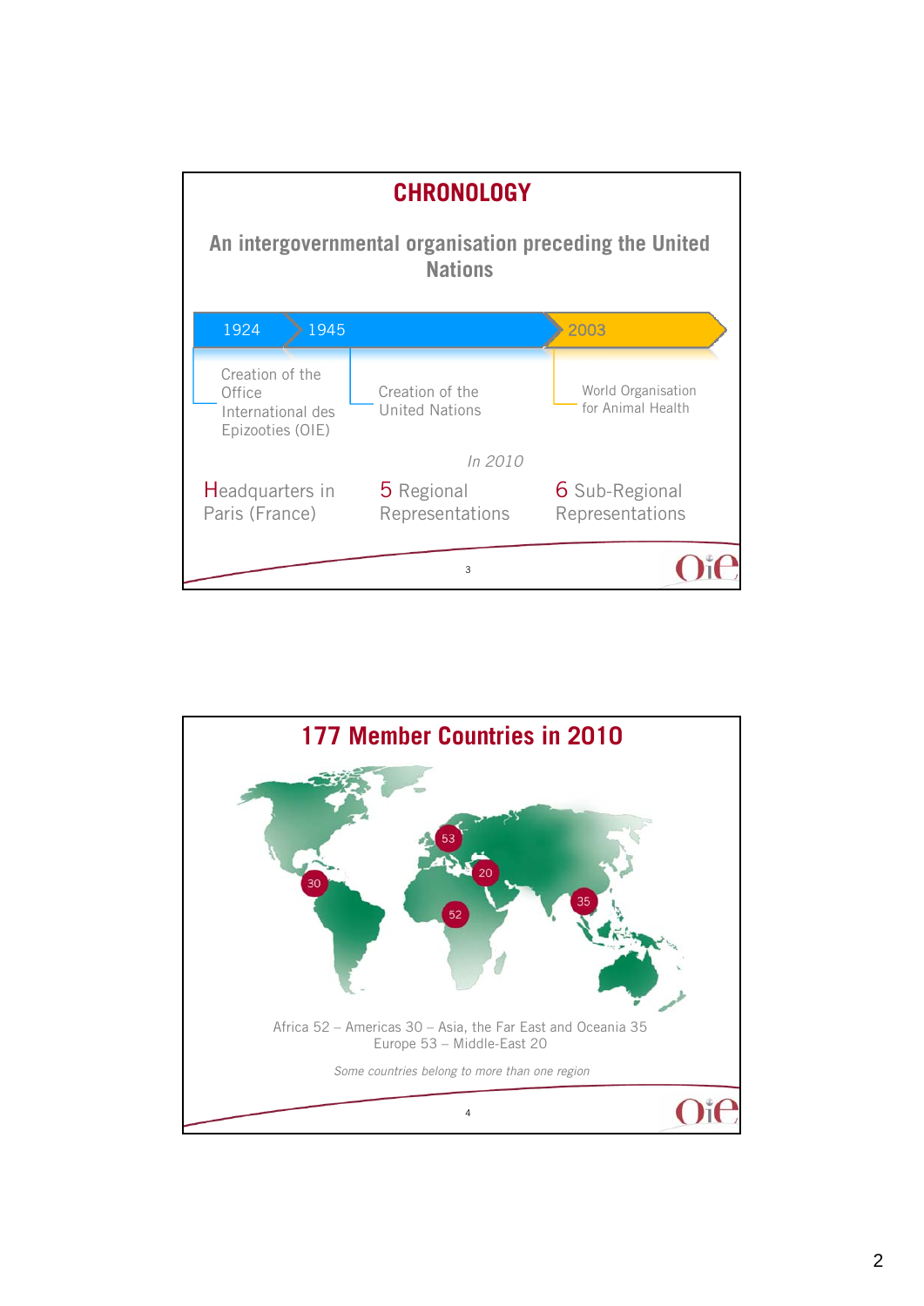# CHRONOLOGY

## An intergovernmental organisation preceding the United Nations

- **1924** – Creation of the Office International des Epizooties (OIE)
- **1945** – Creation of the United Nations
- **2003** – World Organisation for Animal Health

*In 2010*

- Headquarters in Paris (France)
- 5 Regional Representations
- 6 Sub-Regional Representations

# 177 Member Countries in 2010

Africa 52 – Americas 30 – Asia, the Far East and Oceania 35
Europe 53 – Middle-East 20

*Some countries belong to more than one region*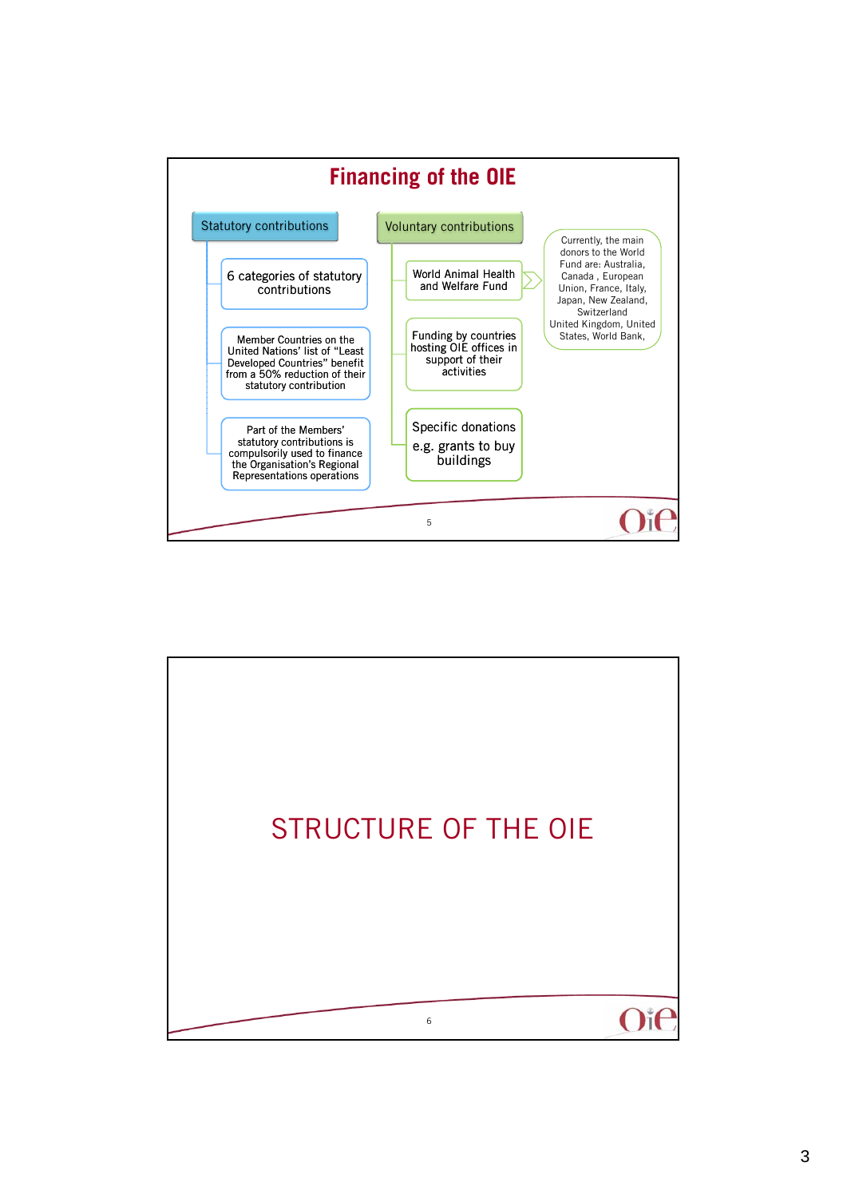# Financing of the OIE

## Statutory contributions

- 6 categories of statutory contributions
- Member Countries on the United Nations' list of "Least Developed Countries" benefit from a 50% reduction of their statutory contribution
- Part of the Members' statutory contributions is compulsorily used to finance the Organisation's Regional Representations operations

## Voluntary contributions

- World Animal Health and Welfare Fund
  - Currently, the main donors to the World Fund are: Australia, Canada , European Union, France, Italy, Japan, New Zealand, Switzerland United Kingdom, United States, World Bank,
- Funding by countries hosting OIE offices in support of their activities
- Specific donations e.g. grants to buy buildings

# STRUCTURE OF THE OIE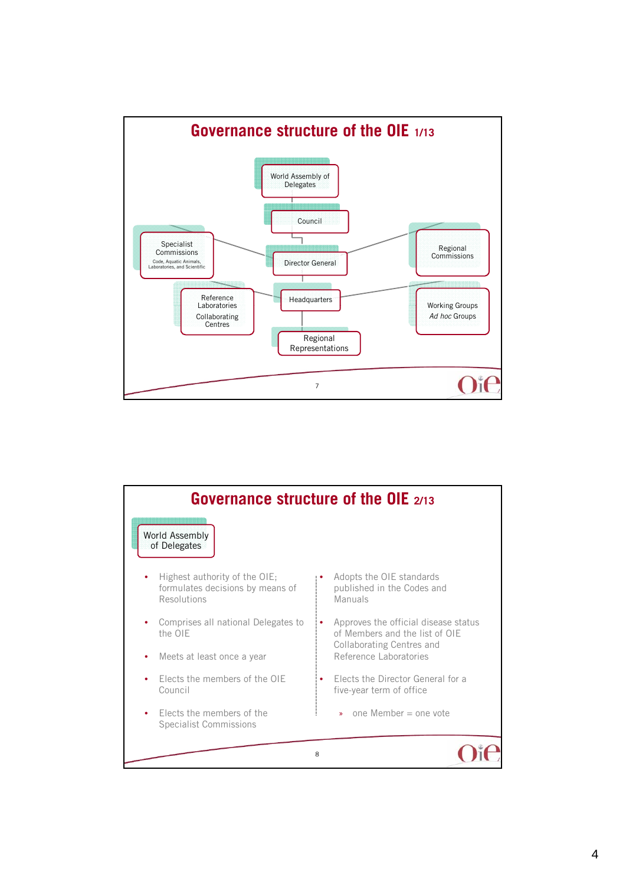# Governance structure of the OIE 1/13

- World Assembly of Delegates
- Council
- Director General
- Specialist Commissions
  - Code, Aquatic Animals, Laboratories, and Scientific
- Regional Commissions
- Headquarters
- Reference Laboratories
- Collaborating Centres
- Working Groups
- *Ad hoc* Groups
- Regional Representations

# Governance structure of the OIE 2/13

## World Assembly of Delegates

- Highest authority of the OIE; formulates decisions by means of Resolutions
- Comprises all national Delegates to the OIE
- Meets at least once a year
- Elects the members of the OIE Council
- Elects the members of the Specialist Commissions
- Adopts the OIE standards published in the Codes and Manuals
- Approves the official disease status of Members and the list of OIE Collaborating Centres and Reference Laboratories
- Elects the Director General for a five-year term of office
  - » one Member = one vote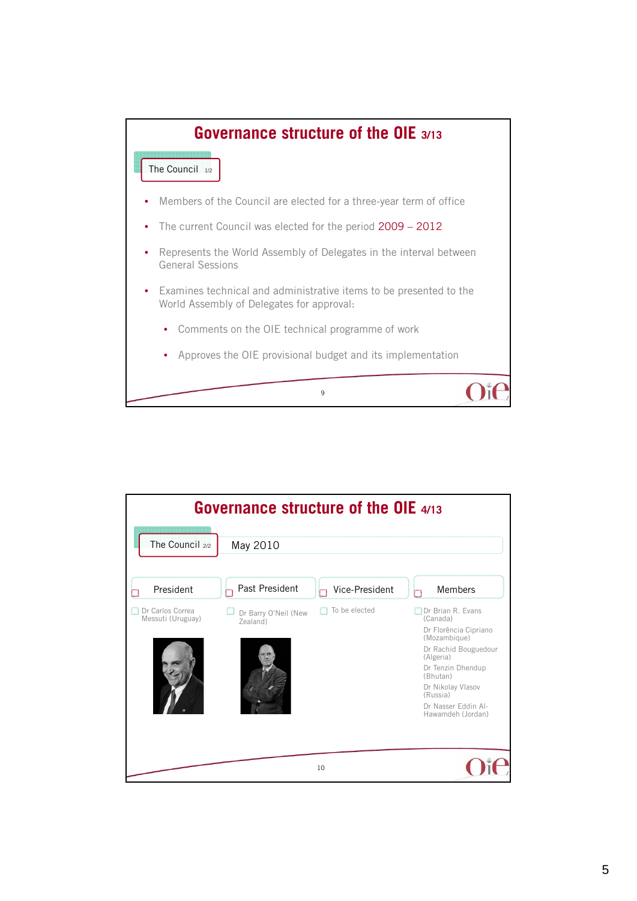# Governance structure of the OIE 3/13

## The Council 1/2

- Members of the Council are elected for a three-year term of office
- The current Council was elected for the period 2009 – 2012
- Represents the World Assembly of Delegates in the interval between General Sessions
- Examines technical and administrative items to be presented to the World Assembly of Delegates for approval:
  - Comments on the OIE technical programme of work
  - Approves the OIE provisional budget and its implementation

# Governance structure of the OIE 4/13

## The Council 2/2

May 2010

| President | Past President | Vice-President | Members |
|---|---|---|---|
| Dr Carlos Correa Messuti (Uruguay) | Dr Barry O'Neil (New Zealand) | To be elected | Dr Brian R. Evans (Canada)<br>Dr Florência Cipriano (Mozambique)<br>Dr Rachid Bouguedour (Algeria)<br>Dr Tenzin Dhendup (Bhutan)<br>Dr Nikolay Vlasov (Russia)<br>Dr Nasser Eddin Al-Hawamdeh (Jordan) |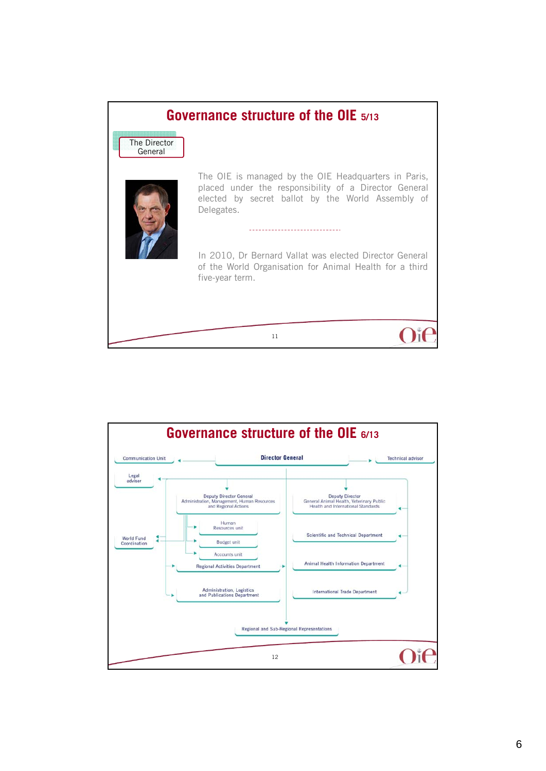# Governance structure of the OIE 5/13

**The Director General**

The OIE is managed by the OIE Headquarters in Paris, placed under the responsibility of a Director General elected by secret ballot by the World Assembly of Delegates.

------------------------------

In 2010, Dr Bernard Vallat was elected Director General of the World Organisation for Animal Health for a third five-year term.

# Governance structure of the OIE 6/13

- **Director General**
  - Communication Unit
  - Technical advisor
  - Legal adviser
  - World Fund Coordination
  - Deputy Director General – Administration, Management, Human Resources and Regional Actions
    - Human Resources unit
    - Budget unit
    - Accounts unit
    - Regional Activities Department
    - Administration, Logistics and Publications Department
  - Deputy Director – General Animal Health, Veterinary Public Health and International Standards
    - Scientific and Technical Department
    - Animal Health Information Department
    - International Trade Department
  - Regional and Sub-Regional Representations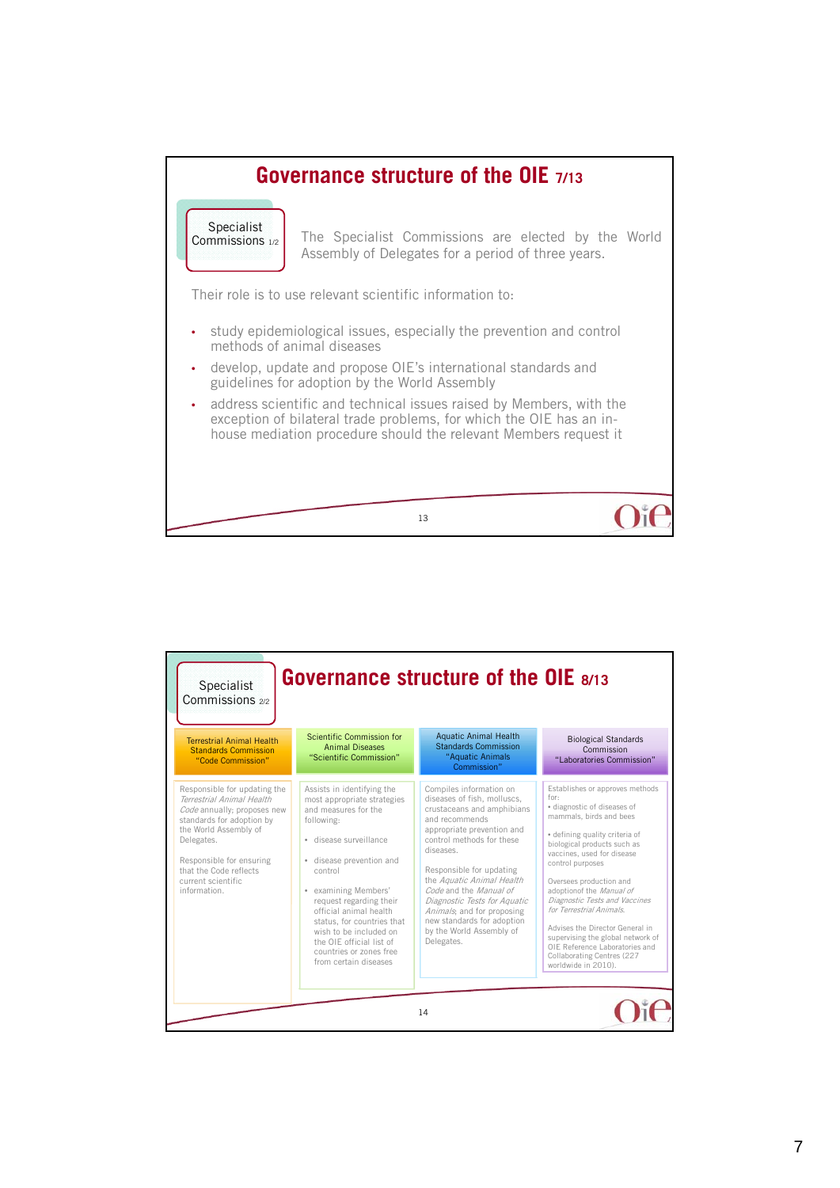## Governance structure of the OIE 7/13

**Specialist Commissions 1/2**

The Specialist Commissions are elected by the World Assembly of Delegates for a period of three years.

Their role is to use relevant scientific information to:

- study epidemiological issues, especially the prevention and control methods of animal diseases
- develop, update and propose OIE's international standards and guidelines for adoption by the World Assembly
- address scientific and technical issues raised by Members, with the exception of bilateral trade problems, for which the OIE has an in-house mediation procedure should the relevant Members request it

## Governance structure of the OIE 8/13

**Specialist Commissions 2/2**

| Terrestrial Animal Health Standards Commission "Code Commission" | Scientific Commission for Animal Diseases "Scientific Commission" | Aquatic Animal Health Standards Commission "Aquatic Animals Commission" | Biological Standards Commission "Laboratories Commission" |
|---|---|---|---|
| Responsible for updating the *Terrestrial Animal Health Code* annually; proposes new standards for adoption by the World Assembly of Delegates.<br><br>Responsible for ensuring that the Code reflects current scientific information. | Assists in identifying the most appropriate strategies and measures for the following:<br>• disease surveillance<br>• disease prevention and control<br>• examining Members' request regarding their official animal health status, for countries that wish to be included on the OIE official list of countries or zones free from certain diseases | Compiles information on diseases of fish, molluscs, crustaceans and amphibians and recommends appropriate prevention and control methods for these diseases.<br><br>Responsible for updating the *Aquatic Animal Health Code* and the *Manual of Diagnostic Tests for Aquatic Animals*; and for proposing new standards for adoption by the World Assembly of Delegates. | Establishes or approves methods for:<br>• diagnostic of diseases of mammals, birds and bees<br>• defining quality criteria of biological products such as vaccines, used for disease control purposes<br><br>Oversees production and adoptionof the *Manual of Diagnostic Tests and Vaccines for Terrestrial Animals.*<br><br>Advises the Director General in supervising the global network of OIE Reference Laboratories and Collaborating Centres (227 worldwide in 2010). |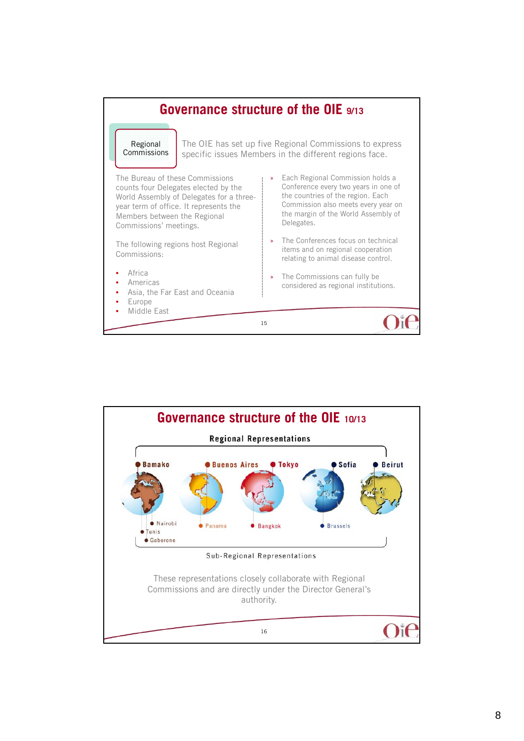## Governance structure of the OIE 9/13

**Regional Commissions**

The OIE has set up five Regional Commissions to express specific issues Members in the different regions face.

The Bureau of these Commissions counts four Delegates elected by the World Assembly of Delegates for a three-year term of office. It represents the Members between the Regional Commissions' meetings.

The following regions host Regional Commissions:

- Africa
- Americas
- Asia, the Far East and Oceania
- Europe
- Middle East

» Each Regional Commission holds a Conference every two years in one of the countries of the region. Each Commission also meets every year on the margin of the World Assembly of Delegates.

» The Conferences focus on technical items and on regional cooperation relating to animal disease control.

» The Commissions can fully be considered as regional institutions.

## Governance structure of the OIE 10/13

**Regional Representations**

Bamako, Buenos Aires, Tokyo, Sofia, Beirut

Nairobi, Tunis, Gaborone, Panama, Bangkok, Brussels

Sub-Regional Representations

These representations closely collaborate with Regional Commissions and are directly under the Director General's authority.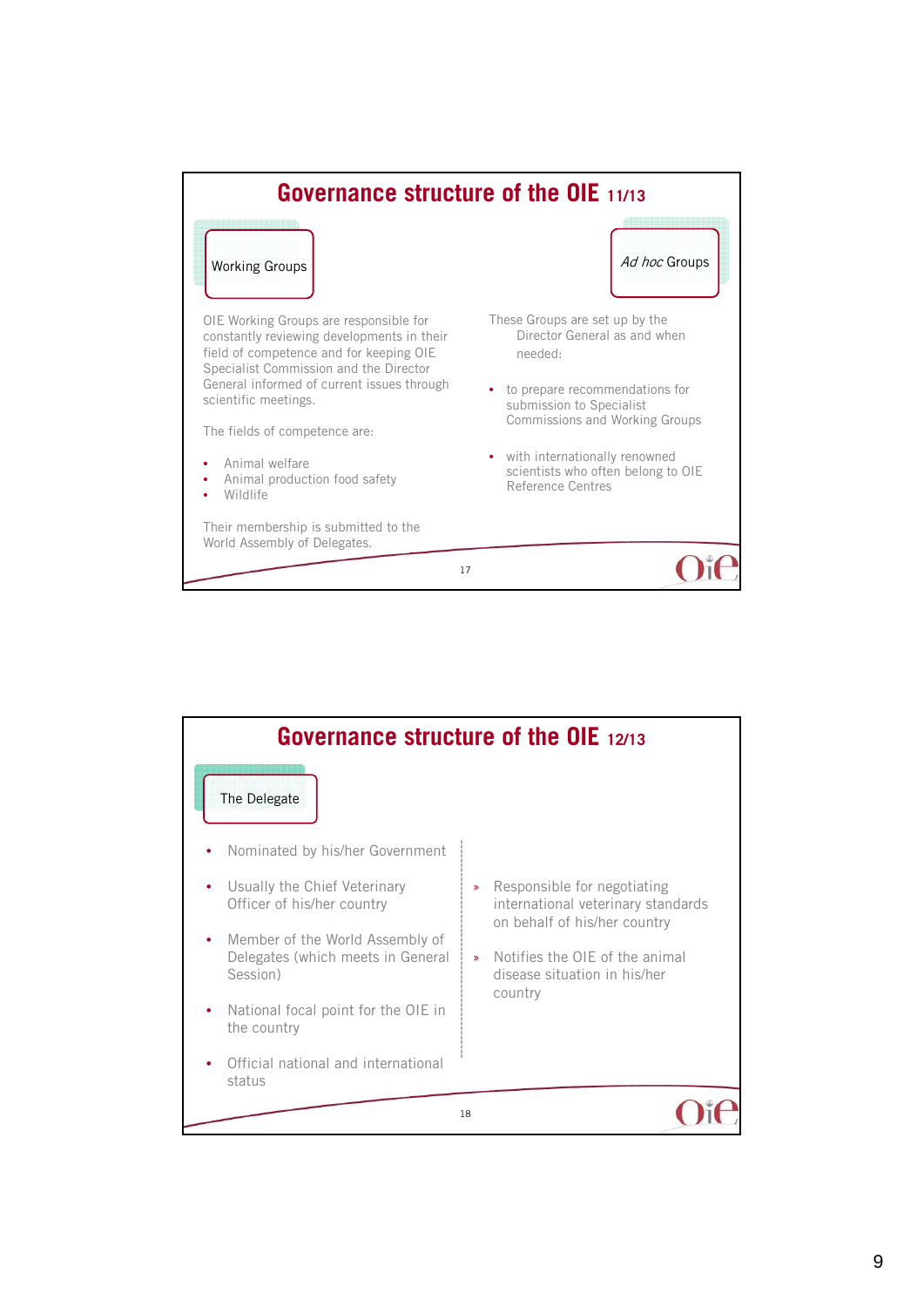## Governance structure of the OIE 11/13

### Working Groups

OIE Working Groups are responsible for constantly reviewing developments in their field of competence and for keeping OIE Specialist Commission and the Director General informed of current issues through scientific meetings.

The fields of competence are:

- Animal welfare
- Animal production food safety
- Wildlife

Their membership is submitted to the World Assembly of Delegates.

### *Ad hoc* Groups

These Groups are set up by the Director General as and when needed:

- to prepare recommendations for submission to Specialist Commissions and Working Groups
- with internationally renowned scientists who often belong to OIE Reference Centres

## Governance structure of the OIE 12/13

### The Delegate

- Nominated by his/her Government
- Usually the Chief Veterinary Officer of his/her country
- Member of the World Assembly of Delegates (which meets in General Session)
- National focal point for the OIE in the country
- Official national and international status

» Responsible for negotiating international veterinary standards on behalf of his/her country

» Notifies the OIE of the animal disease situation in his/her country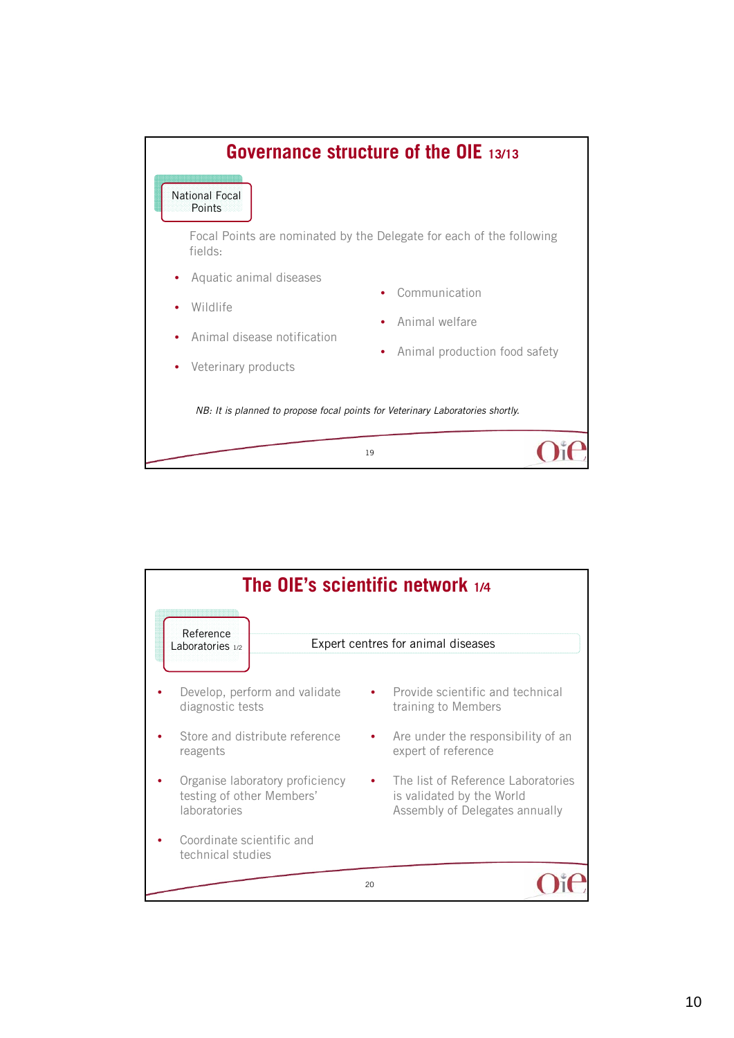## Governance structure of the OIE 13/13

**National Focal Points**

Focal Points are nominated by the Delegate for each of the following fields:

- Aquatic animal diseases
- Wildlife
- Animal disease notification
- Veterinary products
- Communication
- Animal welfare
- Animal production food safety

*NB: It is planned to propose focal points for Veterinary Laboratories shortly.*

## The OIE's scientific network 1/4

**Reference Laboratories 1/2**

Expert centres for animal diseases

- Develop, perform and validate diagnostic tests
- Store and distribute reference reagents
- Organise laboratory proficiency testing of other Members' laboratories
- Coordinate scientific and technical studies
- Provide scientific and technical training to Members
- Are under the responsibility of an expert of reference
- The list of Reference Laboratories is validated by the World Assembly of Delegates annually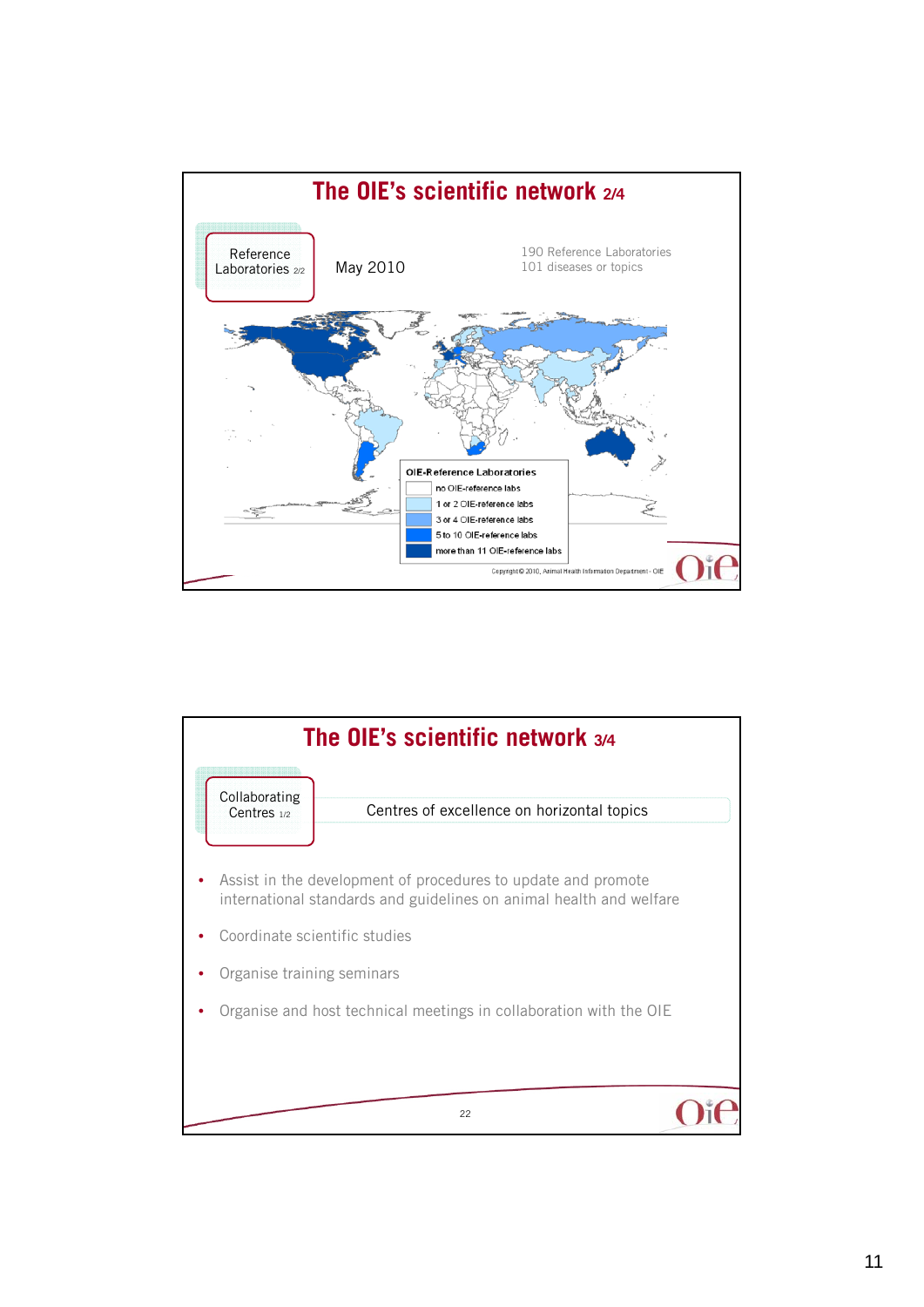## The OIE's scientific network 2/4

Reference Laboratories 2/2

May 2010

190 Reference Laboratories
101 diseases or topics

OIE-Reference Laboratories

- no OIE-reference labs
- 1 or 2 OIE-reference labs
- 3 or 4 OIE-reference labs
- 5 to 10 OIE-reference labs
- more than 11 OIE-reference labs

Copyright © 2010, Animal Health Information Department - OIE

## The OIE's scientific network 3/4

Collaborating Centres 1/2

Centres of excellence on horizontal topics

- Assist in the development of procedures to update and promote international standards and guidelines on animal health and welfare
- Coordinate scientific studies
- Organise training seminars
- Organise and host technical meetings in collaboration with the OIE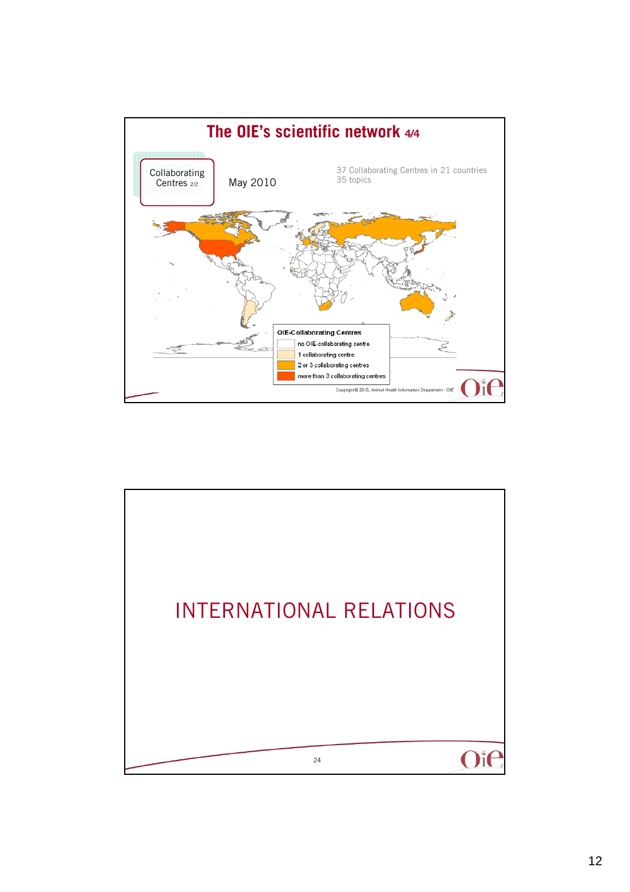# The OIE's scientific network 4/4

Collaborating Centres 2/2

May 2010

37 Collaborating Centres in 21 countries
35 topics

**OIE-Collaborating Centres**

- no OIE-collaborating centre
- 1 collaborating centre
- 2 or 3 collaborating centres
- more than 3 collaborating centres

Copyright © 2010, Animal Health Information Department - OIE

# INTERNATIONAL RELATIONS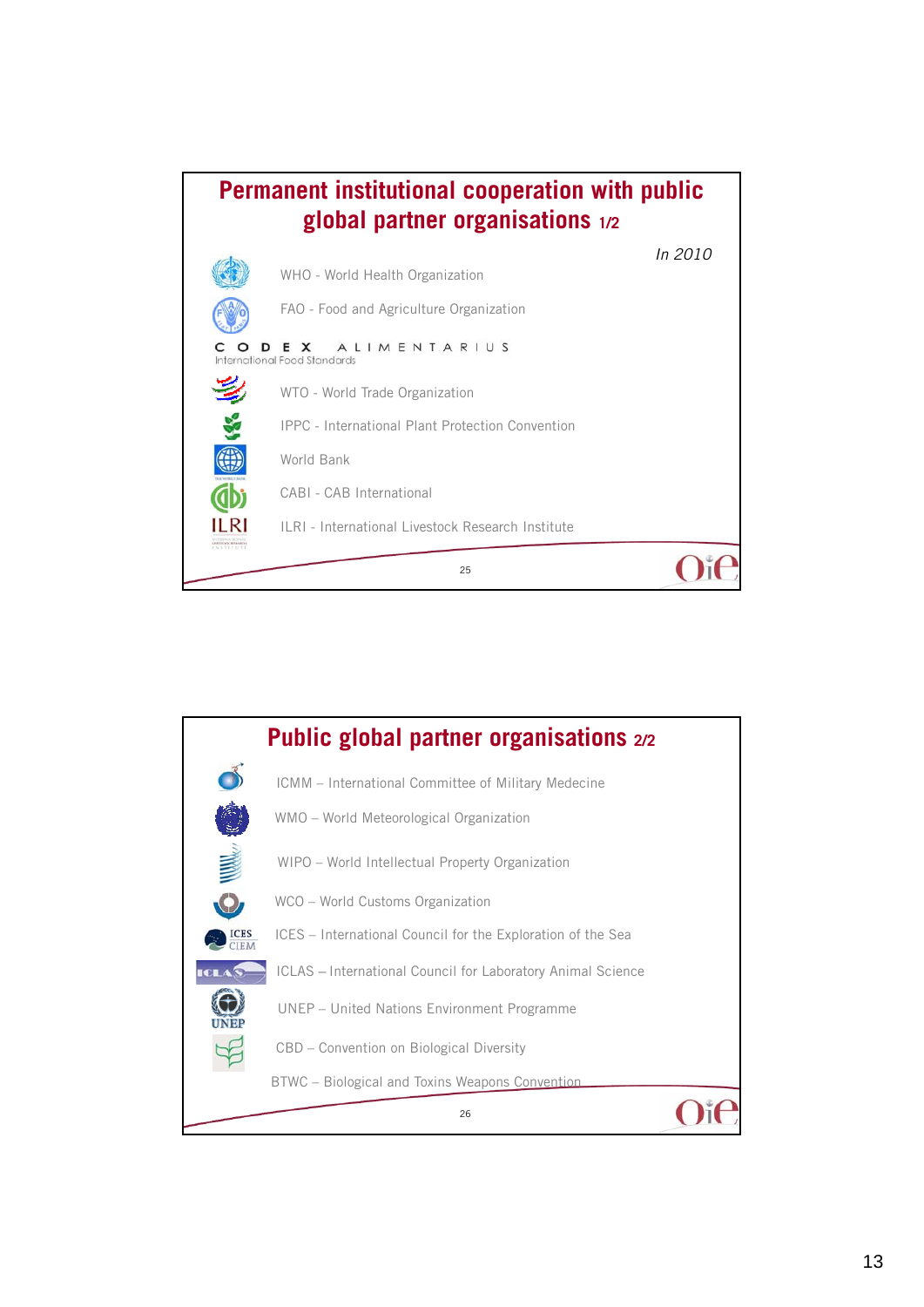## Permanent institutional cooperation with public global partner organisations 1/2

*In 2010*

- WHO - World Health Organization
- FAO - Food and Agriculture Organization
- CODEX ALIMENTARIUS – International Food Standards
- WTO - World Trade Organization
- IPPC - International Plant Protection Convention
- World Bank
- CABI - CAB International
- ILRI - International Livestock Research Institute

## Public global partner organisations 2/2

- ICMM – International Committee of Military Medecine
- WMO – World Meteorological Organization
- WIPO – World Intellectual Property Organization
- WCO – World Customs Organization
- ICES – International Council for the Exploration of the Sea
- ICLAS – International Council for Laboratory Animal Science
- UNEP – United Nations Environment Programme
- CBD – Convention on Biological Diversity
- BTWC – Biological and Toxins Weapons Convention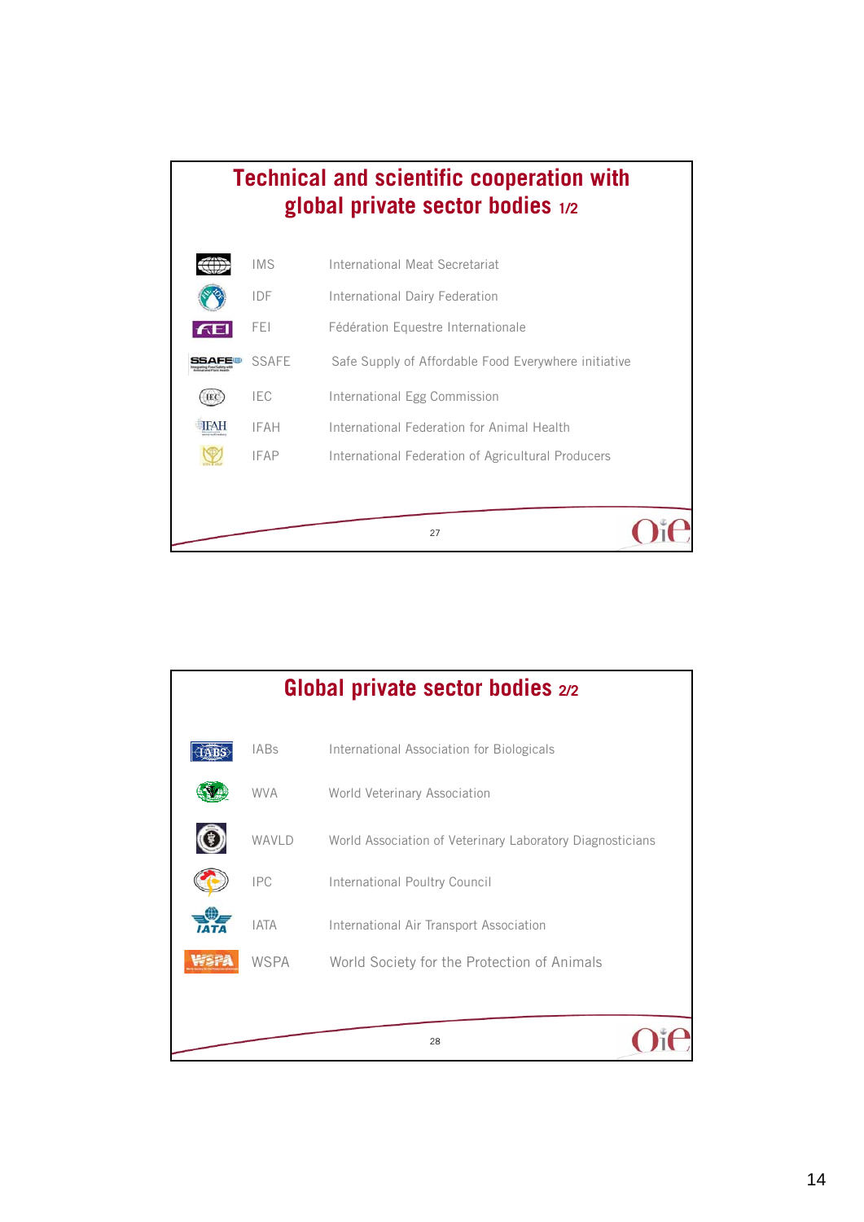## Technical and scientific cooperation with global private sector bodies 1/2

| | |
|---|---|
| IMS | International Meat Secretariat |
| IDF | International Dairy Federation |
| FEI | Fédération Equestre Internationale |
| SSAFE | Safe Supply of Affordable Food Everywhere initiative |
| IEC | International Egg Commission |
| IFAH | International Federation for Animal Health |
| IFAP | International Federation of Agricultural Producers |

## Global private sector bodies 2/2

| | |
|---|---|
| IABs | International Association for Biologicals |
| WVA | World Veterinary Association |
| WAVLD | World Association of Veterinary Laboratory Diagnosticians |
| IPC | International Poultry Council |
| IATA | International Air Transport Association |
| WSPA | World Society for the Protection of Animals |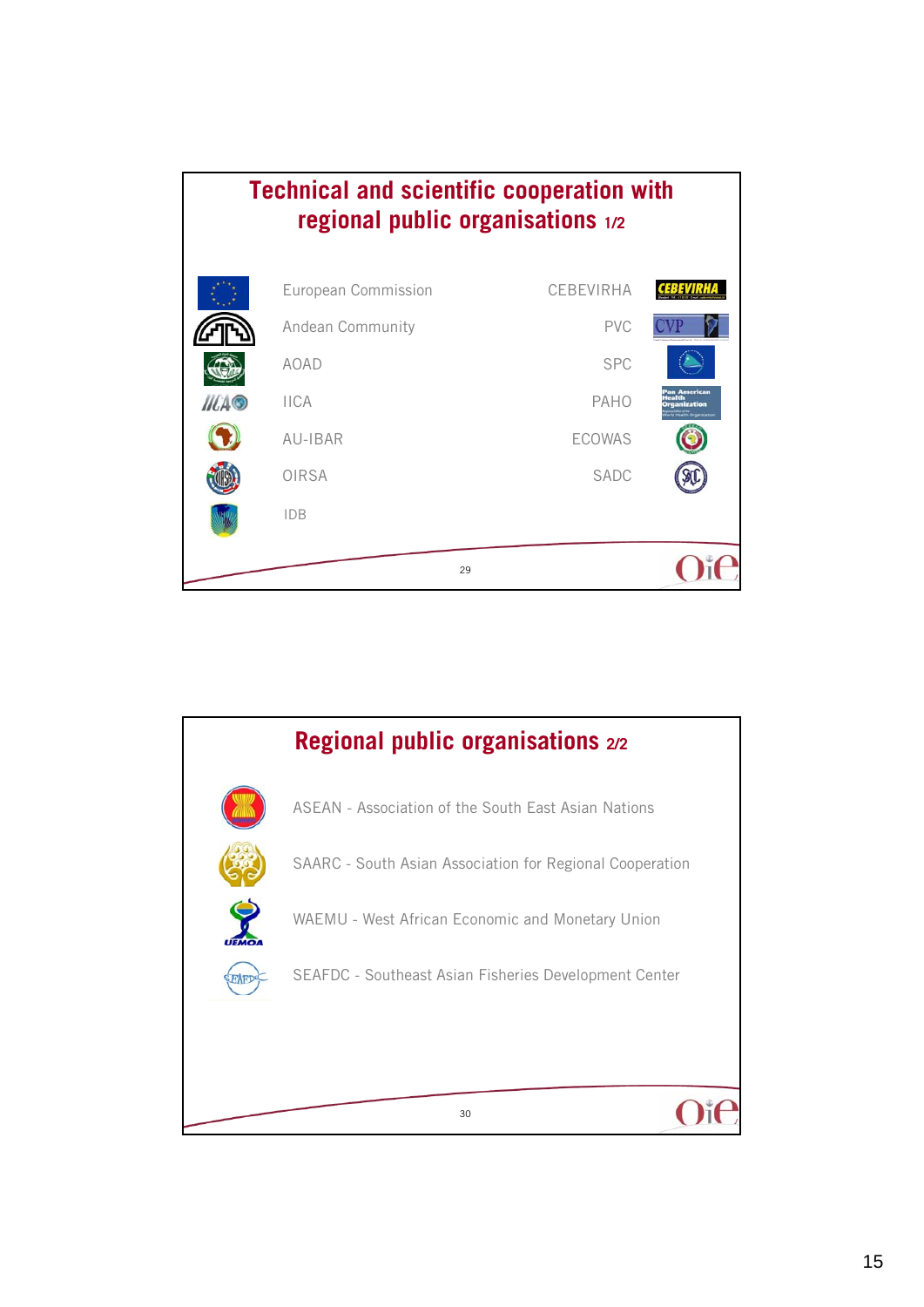## Technical and scientific cooperation with regional public organisations 1/2

- European Commission
- Andean Community
- AOAD
- IICA
- AU-IBAR
- OIRSA
- IDB
- CEBEVIRHA
- PVC
- SPC
- PAHO
- ECOWAS
- SADC

## Regional public organisations 2/2

- ASEAN - Association of the South East Asian Nations
- SAARC - South Asian Association for Regional Cooperation
- WAEMU - West African Economic and Monetary Union
- SEAFDC - Southeast Asian Fisheries Development Center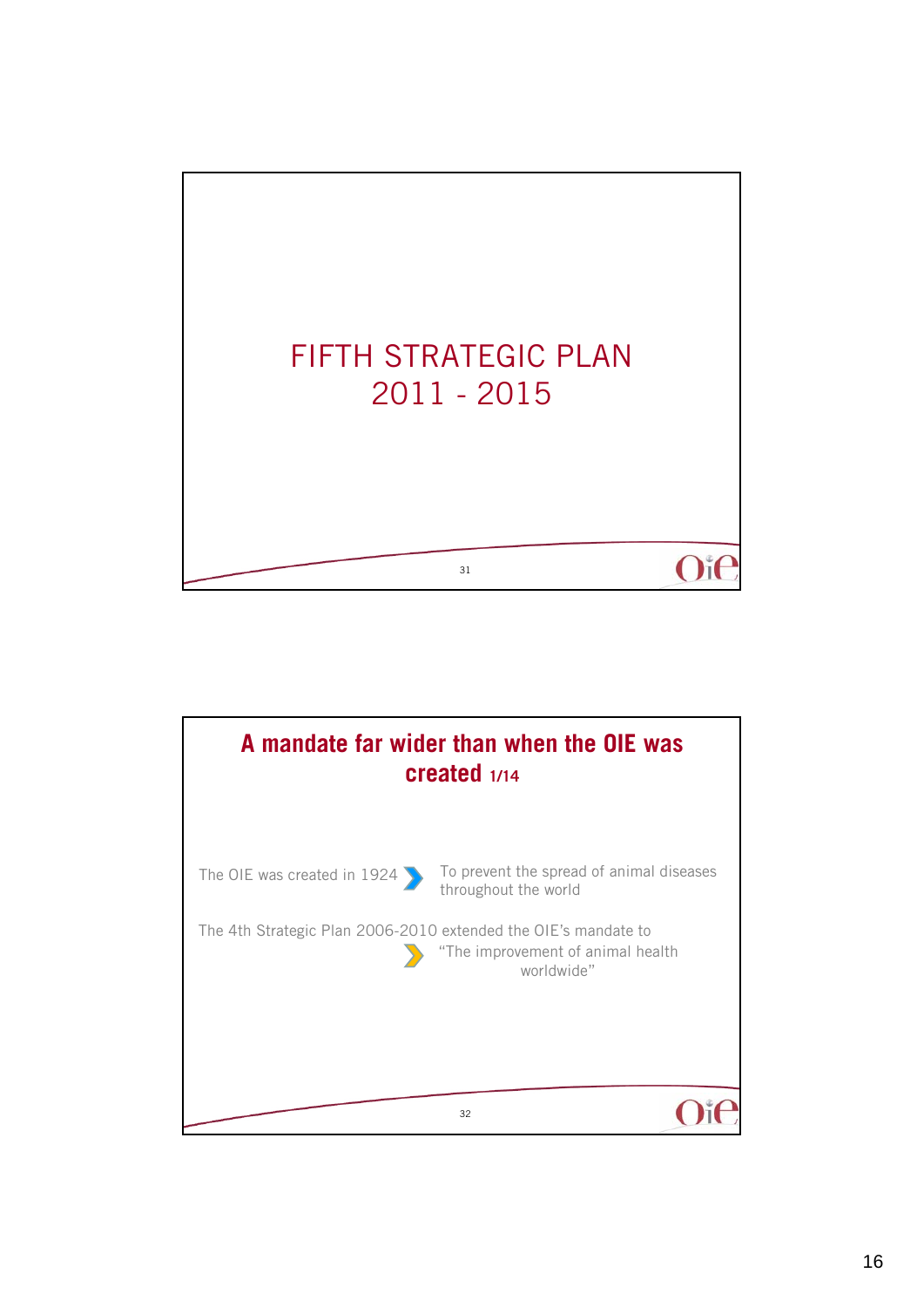# FIFTH STRATEGIC PLAN 2011 - 2015

## A mandate far wider than when the OIE was created 1/14

The OIE was created in 1924 → To prevent the spread of animal diseases throughout the world

The 4th Strategic Plan 2006-2010 extended the OIE's mandate to

→ "The improvement of animal health worldwide"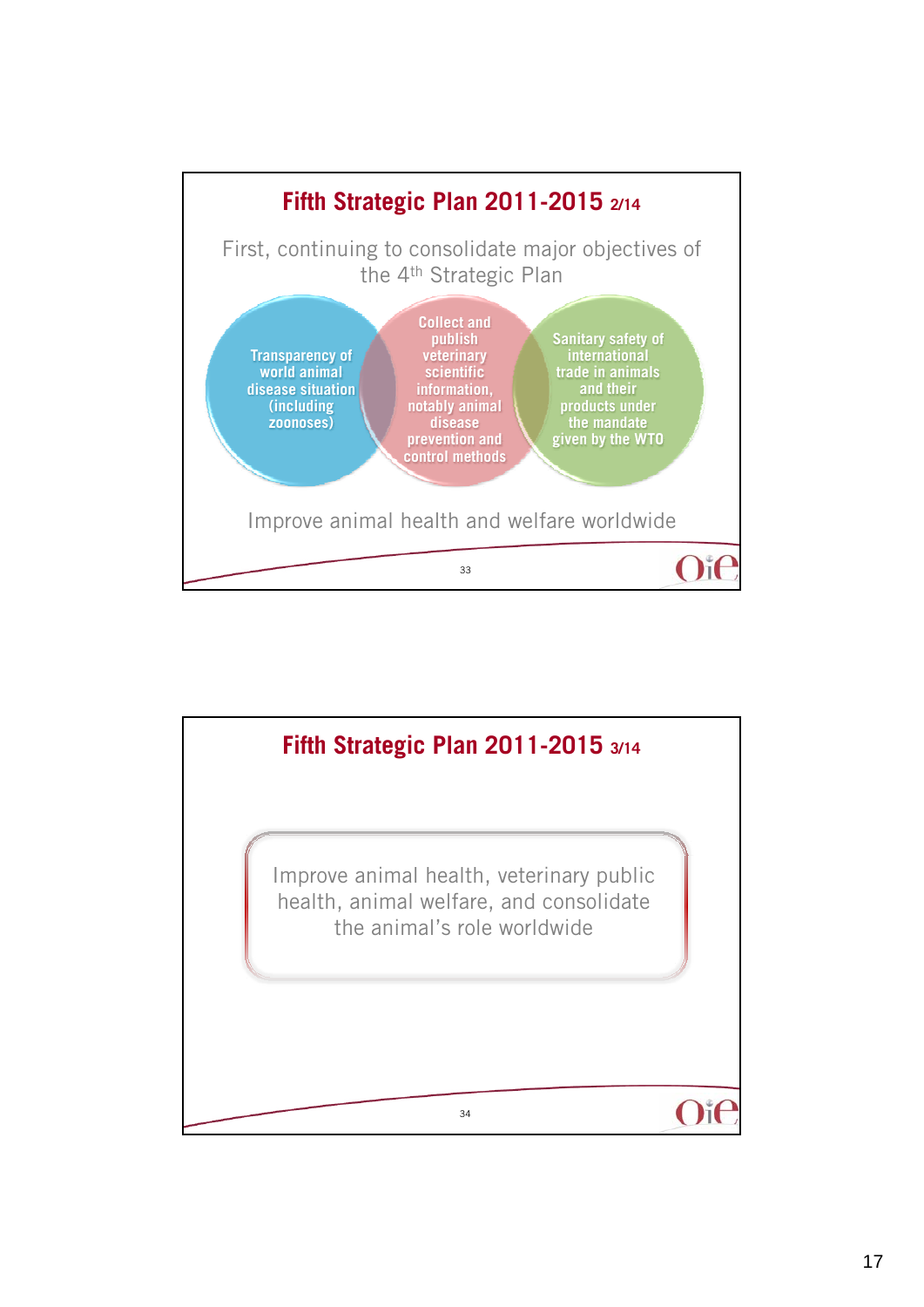## Fifth Strategic Plan 2011-2015 2/14

First, continuing to consolidate major objectives of the 4th Strategic Plan

- Transparency of world animal disease situation (including zoonoses)
- Collect and publish veterinary scientific information, notably animal disease prevention and control methods
- Sanitary safety of international trade in animals and their products under the mandate given by the WTO

Improve animal health and welfare worldwide

## Fifth Strategic Plan 2011-2015 3/14

Improve animal health, veterinary public health, animal welfare, and consolidate the animal's role worldwide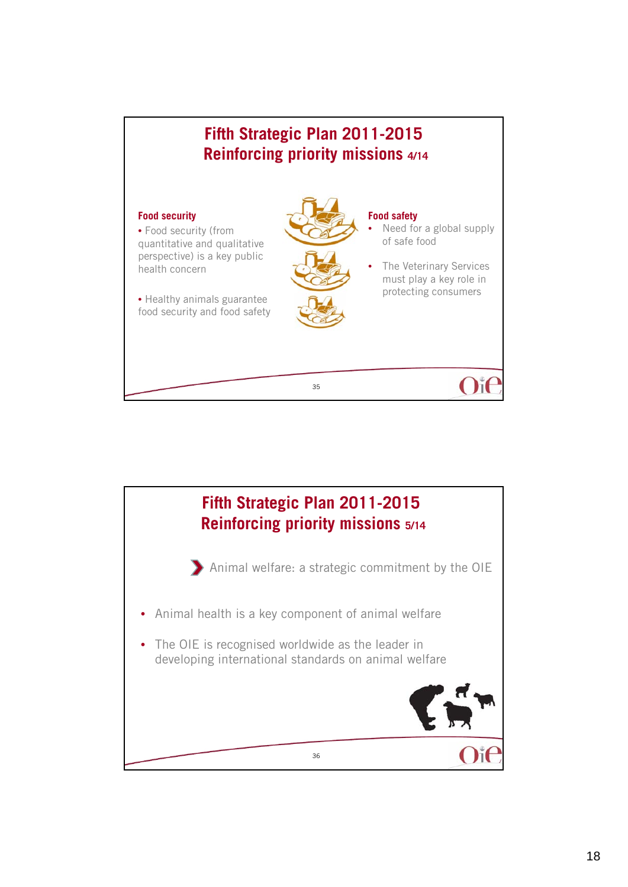## Fifth Strategic Plan 2011-2015
## Reinforcing priority missions 4/14

**Food security**

- Food security (from quantitative and qualitative perspective) is a key public health concern
- Healthy animals guarantee food security and food safety

**Food safety**

- Need for a global supply of safe food
- The Veterinary Services must play a key role in protecting consumers

35

## Fifth Strategic Plan 2011-2015
## Reinforcing priority missions 5/14

Animal welfare: a strategic commitment by the OIE

- Animal health is a key component of animal welfare
- The OIE is recognised worldwide as the leader in developing international standards on animal welfare

36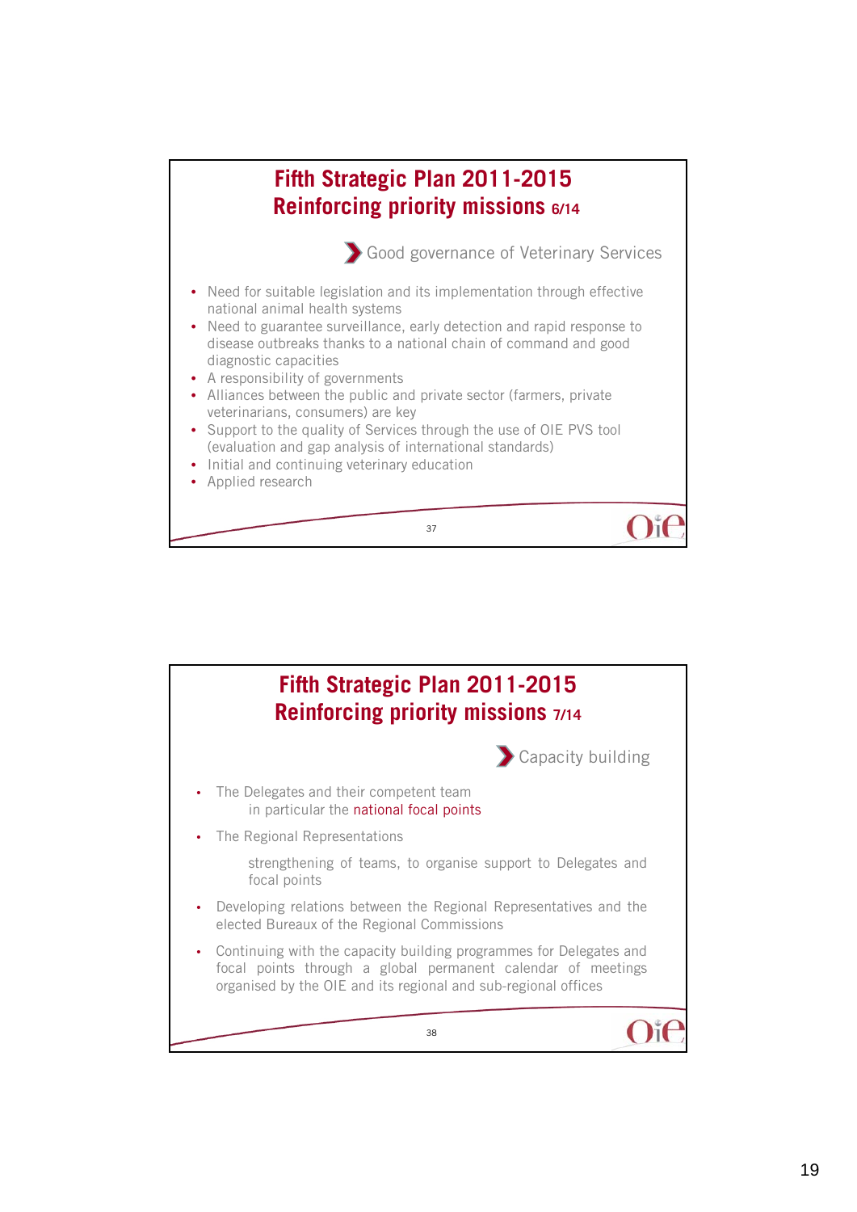## Fifth Strategic Plan 2011-2015
## Reinforcing priority missions 6/14

**Good governance of Veterinary Services**

- Need for suitable legislation and its implementation through effective national animal health systems
- Need to guarantee surveillance, early detection and rapid response to disease outbreaks thanks to a national chain of command and good diagnostic capacities
- A responsibility of governments
- Alliances between the public and private sector (farmers, private veterinarians, consumers) are key
- Support to the quality of Services through the use of OIE PVS tool (evaluation and gap analysis of international standards)
- Initial and continuing veterinary education
- Applied research

## Fifth Strategic Plan 2011-2015
## Reinforcing priority missions 7/14

**Capacity building**

- The Delegates and their competent team
  in particular the national focal points
- The Regional Representations

  strengthening of teams, to organise support to Delegates and focal points
- Developing relations between the Regional Representatives and the elected Bureaux of the Regional Commissions
- Continuing with the capacity building programmes for Delegates and focal points through a global permanent calendar of meetings organised by the OIE and its regional and sub-regional offices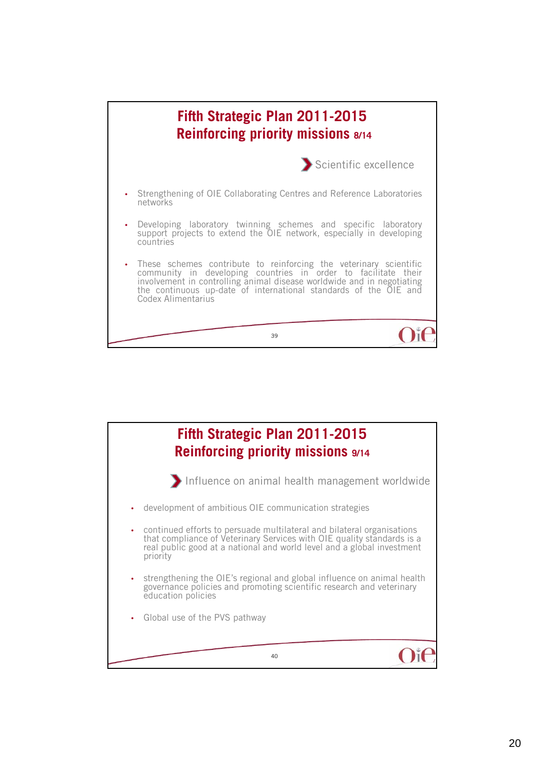## Fifth Strategic Plan 2011-2015
## Reinforcing priority missions 8/14

Scientific excellence

- Strengthening of OIE Collaborating Centres and Reference Laboratories networks
- Developing laboratory twinning schemes and specific laboratory support projects to extend the OIE network, especially in developing countries
- These schemes contribute to reinforcing the veterinary scientific community in developing countries in order to facilitate their involvement in controlling animal disease worldwide and in negotiating the continuous up-date of international standards of the OIE and Codex Alimentarius

## Fifth Strategic Plan 2011-2015
## Reinforcing priority missions 9/14

Influence on animal health management worldwide

- development of ambitious OIE communication strategies
- continued efforts to persuade multilateral and bilateral organisations that compliance of Veterinary Services with OIE quality standards is a real public good at a national and world level and a global investment priority
- strengthening the OIE's regional and global influence on animal health governance policies and promoting scientific research and veterinary education policies
- Global use of the PVS pathway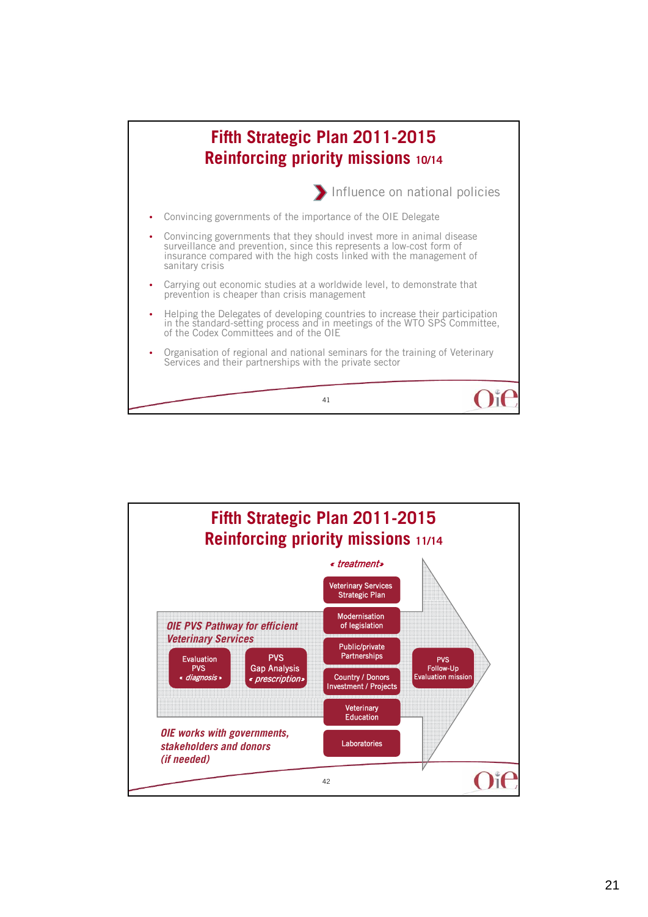## Fifth Strategic Plan 2011-2015
## Reinforcing priority missions 10/14

Influence on national policies

- Convincing governments of the importance of the OIE Delegate
- Convincing governments that they should invest more in animal disease surveillance and prevention, since this represents a low-cost form of insurance compared with the high costs linked with the management of sanitary crisis
- Carrying out economic studies at a worldwide level, to demonstrate that prevention is cheaper than crisis management
- Helping the Delegates of developing countries to increase their participation in the standard-setting process and in meetings of the WTO SPS Committee, of the Codex Committees and of the OIE
- Organisation of regional and national seminars for the training of Veterinary Services and their partnerships with the private sector

## Fifth Strategic Plan 2011-2015
## Reinforcing priority missions 11/14

*OIE PVS Pathway for efficient Veterinary Services*

- Evaluation PVS *« diagnosis »*
- PVS Gap Analysis *« prescription»*
- *« treatment»*
  - Veterinary Services Strategic Plan
  - Modernisation of legislation
  - Public/private Partnerships
  - Country / Donors Investment / Projects
  - Veterinary Education
  - Laboratories
- PVS Follow-Up Evaluation mission

*OIE works with governments, stakeholders and donors (if needed)*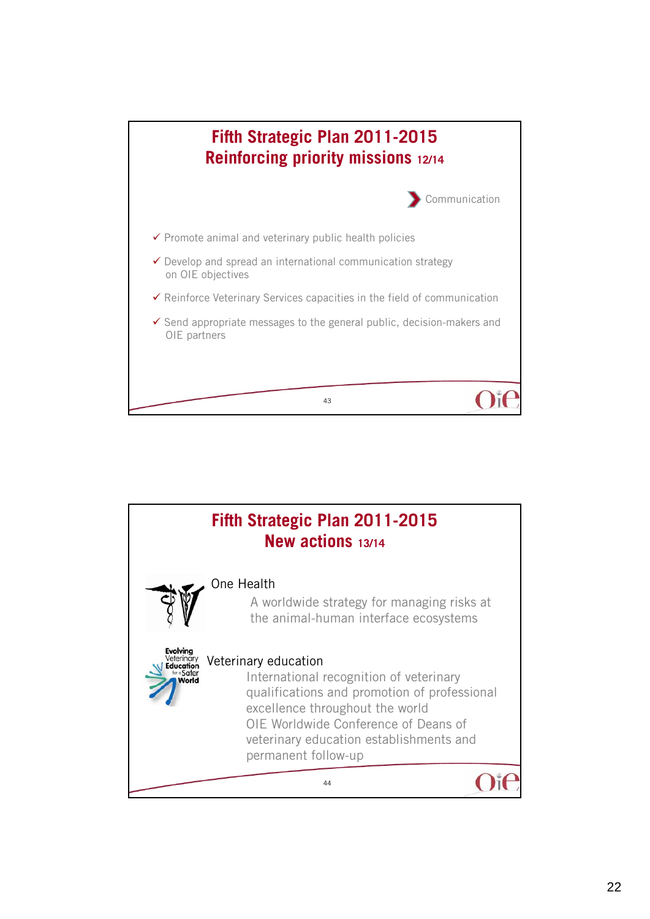## Fifth Strategic Plan 2011-2015
## Reinforcing priority missions 12/14

Communication

- ✓ Promote animal and veterinary public health policies
- ✓ Develop and spread an international communication strategy on OIE objectives
- ✓ Reinforce Veterinary Services capacities in the field of communication
- ✓ Send appropriate messages to the general public, decision-makers and OIE partners

## Fifth Strategic Plan 2011-2015
## New actions 13/14

One Health

A worldwide strategy for managing risks at the animal-human interface ecosystems

Evolving Veterinary Education for a Safer World

Veterinary education

International recognition of veterinary qualifications and promotion of professional excellence throughout the world

OIE Worldwide Conference of Deans of veterinary education establishments and permanent follow-up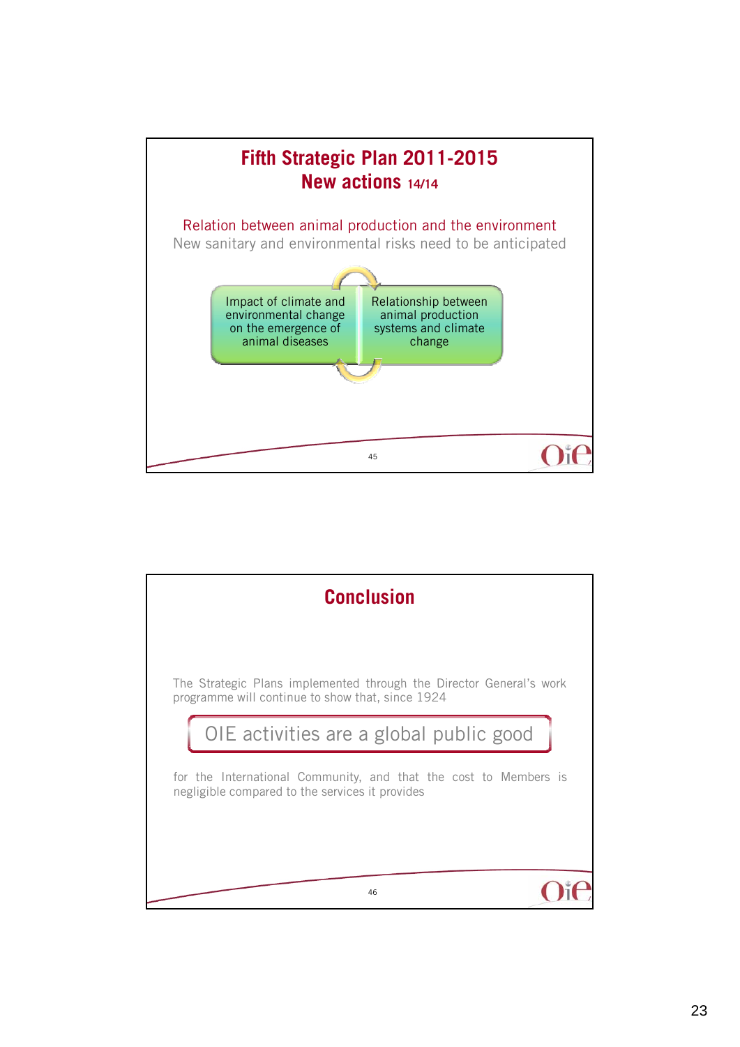## Fifth Strategic Plan 2011-2015
## New actions 14/14

Relation between animal production and the environment

New sanitary and environmental risks need to be anticipated

- Impact of climate and environmental change on the emergence of animal diseases
- Relationship between animal production systems and climate change

## Conclusion

The Strategic Plans implemented through the Director General's work programme will continue to show that, since 1924

**OIE activities are a global public good**

for the International Community, and that the cost to Members is negligible compared to the services it provides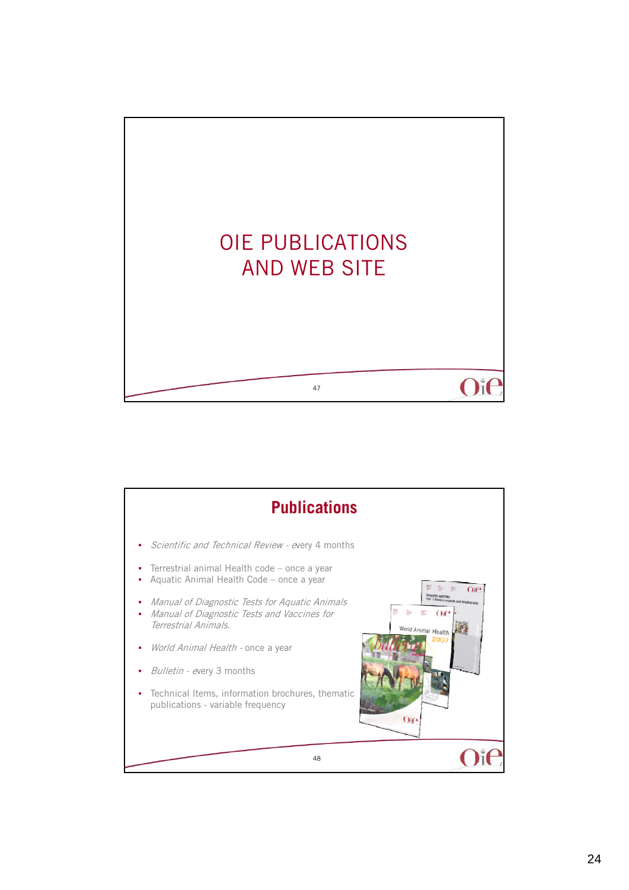# OIE PUBLICATIONS AND WEB SITE

## Publications

- *Scientific and Technical Review* - every 4 months
- Terrestrial animal Health code – once a year
- Aquatic Animal Health Code – once a year
- *Manual of Diagnostic Tests for Aquatic Animals*
- *Manual of Diagnostic Tests and Vaccines for Terrestrial Animals.*
- *World Animal Health* - once a year
- *Bulletin* - every 3 months
- Technical Items, information brochures, thematic publications - variable frequency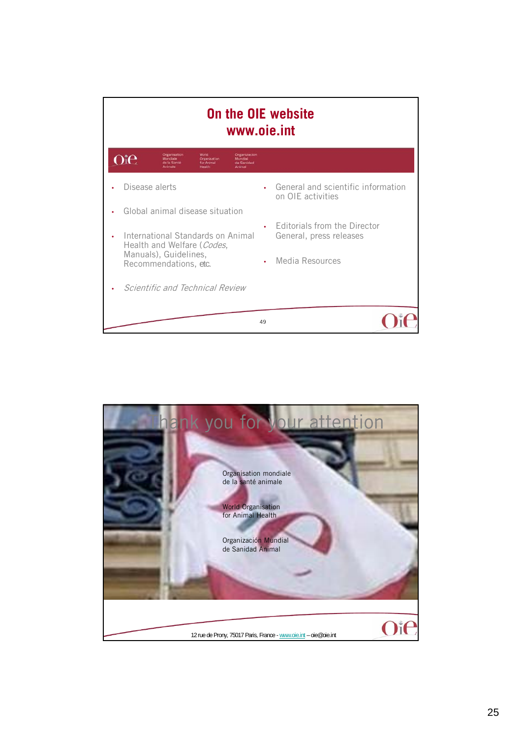## On the OIE website
## www.oie.int

- Disease alerts
- Global animal disease situation
- International Standards on Animal Health and Welfare (*Codes*, Manuals), Guidelines, Recommendations, etc.
- *Scientific and Technical Review*
- General and scientific information on OIE activities
- Editorials from the Director General, press releases
- Media Resources

---

# Thank you for your attention

Organisation mondiale de la santé animale

World Organisation for Animal Health

Organización Mundial de Sanidad Animal

12 rue de Prony, 75017 Paris, France - www.oie.int – oie@oie.int